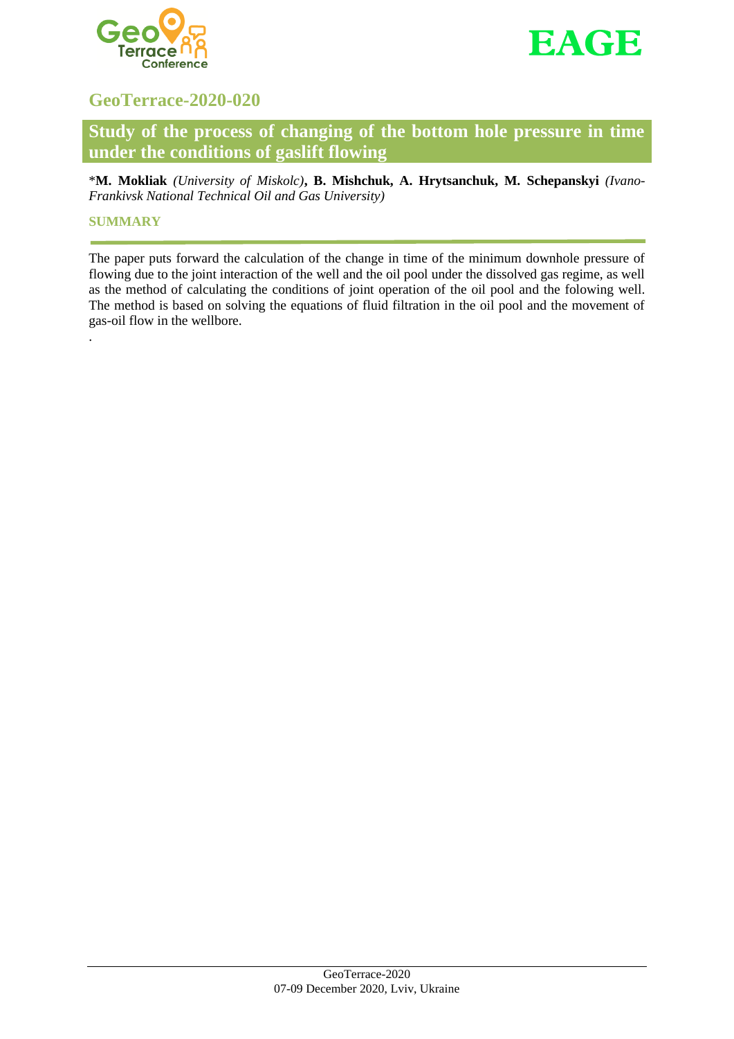## GeoTerrace-2020-020

# Study of the process of changing of the bottom hole pressure in time under the conditions of gaslift flowing

*\*M. Mokliak* (University of Miskolc)*, B. Mishchuk, A. Hrytsanchuk, M. Schepanskyi* (Ivano-Frankivsk National Technical Oil and Gas University)

Actually author names are bold; affiliations italic:

\***M. Mokliak** *(University of Miskolc)*, **B. Mishchuk, A. Hrytsanchuk, M. Schepanskyi** *(Ivano-Frankivsk National Technical Oil and Gas University)*

### SUMMARY

The paper puts forward the calculation of the change in time of the minimum downhole pressure of flowing due to the joint interaction of the well and the oil pool under the dissolved gas regime, as well as the method of calculating the conditions of joint operation of the oil pool and the folowing well. The method is based on solving the equations of fluid filtration in the oil pool and the movement of gas-oil flow in the wellbore.

.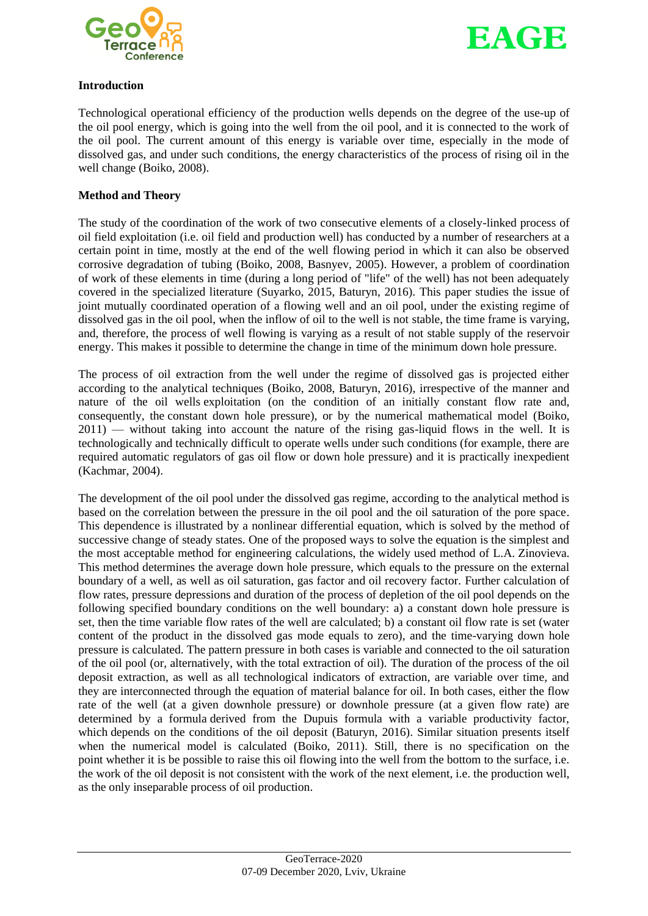## Introduction

Technological operational efficiency of the production wells depends on the degree of the use-up of the oil pool energy, which is going into the well from the oil pool, and it is connected to the work of the oil pool. The current amount of this energy is variable over time, especially in the mode of dissolved gas, and under such conditions, the energy characteristics of the process of rising oil in the well change (Boiko, 2008).

## Method and Theory

The study of the coordination of the work of two consecutive elements of a closely-linked process of oil field exploitation (i.e. oil field and production well) has conducted by a number of researchers at a certain point in time, mostly at the end of the well flowing period in which it can also be observed corrosive degradation of tubing (Boiko, 2008, Basnyev, 2005). However, a problem of coordination of work of these elements in time (during a long period of "life" of the well) has not been adequately covered in the specialized literature (Suyarko, 2015, Baturyn, 2016). This paper studies the issue of joint mutually coordinated operation of a flowing well and an oil pool, under the existing regime of dissolved gas in the oil pool, when the inflow of oil to the well is not stable, the time frame is varying, and, therefore, the process of well flowing is varying as a result of not stable supply of the reservoir energy. This makes it possible to determine the change in time of the minimum down hole pressure.

The process of oil extraction from the well under the regime of dissolved gas is projected either according to the analytical techniques (Boiko, 2008, Baturyn, 2016), irrespective of the manner and nature of the oil wells exploitation (on the condition of an initially constant flow rate and, consequently, the constant down hole pressure), or by the numerical mathematical model (Boiko, 2011) — without taking into account the nature of the rising gas-liquid flows in the well. It is technologically and technically difficult to operate wells under such conditions (for example, there are required automatic regulators of gas oil flow or down hole pressure) and it is practically inexpedient (Kachmar, 2004).

The development of the oil pool under the dissolved gas regime, according to the analytical method is based on the correlation between the pressure in the oil pool and the oil saturation of the pore space. This dependence is illustrated by a nonlinear differential equation, which is solved by the method of successive change of steady states. One of the proposed ways to solve the equation is the simplest and the most acceptable method for engineering calculations, the widely used method of L.A. Zinovieva. This method determines the average down hole pressure, which equals to the pressure on the external boundary of a well, as well as oil saturation, gas factor and oil recovery factor. Further calculation of flow rates, pressure depressions and duration of the process of depletion of the oil pool depends on the following specified boundary conditions on the well boundary: a) a constant down hole pressure is set, then the time variable flow rates of the well are calculated; b) a constant oil flow rate is set (water content of the product in the dissolved gas mode equals to zero), and the time-varying down hole pressure is calculated. The pattern pressure in both cases is variable and connected to the oil saturation of the oil pool (or, alternatively, with the total extraction of oil). The duration of the process of the oil deposit extraction, as well as all technological indicators of extraction, are variable over time, and they are interconnected through the equation of material balance for oil. In both cases, either the flow rate of the well (at a given downhole pressure) or downhole pressure (at a given flow rate) are determined by a formula derived from the Dupuis formula with a variable productivity factor, which depends on the conditions of the oil deposit (Baturyn, 2016). Similar situation presents itself when the numerical model is calculated (Boiko, 2011). Still, there is no specification on the point whether it is be possible to raise this oil flowing into the well from the bottom to the surface, i.e. the work of the oil deposit is not consistent with the work of the next element, i.e. the production well, as the only inseparable process of oil production.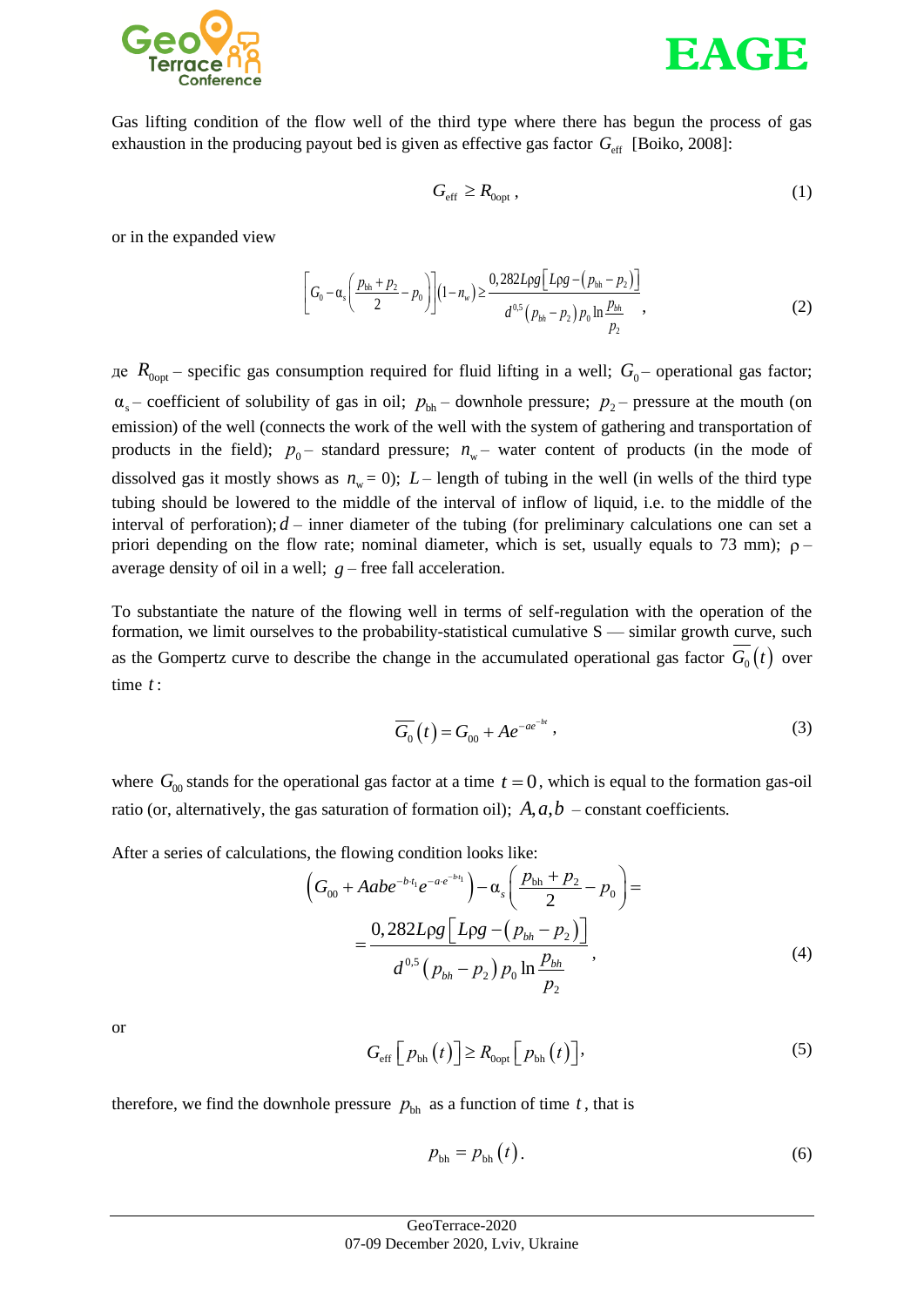Gas lifting condition of the flow well of the third type where there has begun the process of gas exhaustion in the producing payout bed is given as effective gas factor $G_{\text{eff}}$ [Boiko, 2008]:

$$G_{\text{eff}} \geq R_{0\text{opt}}\,, \tag{1}$$

or in the expanded view

$$\left[G_0 - \alpha_s\left(\frac{p_{bh}+p_2}{2} - p_0\right)\right](1-n_w) \geq \frac{0{,}282L\rho g\left[L\rho g - (p_{bh}-p_2)\right]}{d^{0{,}5}(p_{bh}-p_2)\,p_0 \ln\dfrac{p_{bh}}{p_2}}\,, \tag{2}$$

де $R_{0\text{opt}}$ – specific gas consumption required for fluid lifting in a well; $G_0$ – operational gas factor; $\alpha_s$ – coefficient of solubility of gas in oil; $p_{\text{bh}}$ – downhole pressure; $p_2$ – pressure at the mouth (on emission) of the well (connects the work of the well with the system of gathering and transportation of products in the field); $p_0$ – standard pressure; $n_w$ – water content of products (in the mode of dissolved gas it mostly shows as $n_w = 0$); $L$ – length of tubing in the well (in wells of the third type tubing should be lowered to the middle of the interval of inflow of liquid, i.e. to the middle of the interval of perforation); $d$ – inner diameter of the tubing (for preliminary calculations one can set a priori depending on the flow rate; nominal diameter, which is set, usually equals to 73 mm); $\rho$ – average density of oil in a well; $g$ – free fall acceleration.

To substantiate the nature of the flowing well in terms of self-regulation with the operation of the formation, we limit ourselves to the probability-statistical cumulative S — similar growth curve, such as the Gompertz curve to describe the change in the accumulated operational gas factor $\overline{G_0}(t)$ over time $t$:

$$\overline{G_0}(t) = G_{00} + Ae^{-ae^{-bt}}\,, \tag{3}$$

where $G_{00}$ stands for the operational gas factor at a time $t = 0$, which is equal to the formation gas-oil ratio (or, alternatively, the gas saturation of formation oil); $A, a, b$ – constant coefficients.

After a series of calculations, the flowing condition looks like:

$$\left(G_{00} + Aabe^{-b\cdot t_1}e^{-a\cdot e^{-bt_1}}\right) - \alpha_s\left(\frac{p_{\text{bh}}+p_2}{2} - p_0\right) = \\ = \frac{0{,}282L\rho g\left[L\rho g - (p_{bh}-p_2)\right]}{d^{0{,}5}(p_{bh}-p_2)\,p_0 \ln\dfrac{p_{bh}}{p_2}}\,, \tag{4}$$

or

$$G_{\text{eff}}\left[p_{\text{bh}}(t)\right] \geq R_{0\text{opt}}\left[p_{\text{bh}}(t)\right], \tag{5}$$

therefore, we find the downhole pressure $p_{\text{bh}}$ as a function of time $t$, that is

$$p_{\text{bh}} = p_{\text{bh}}(t). \tag{6}$$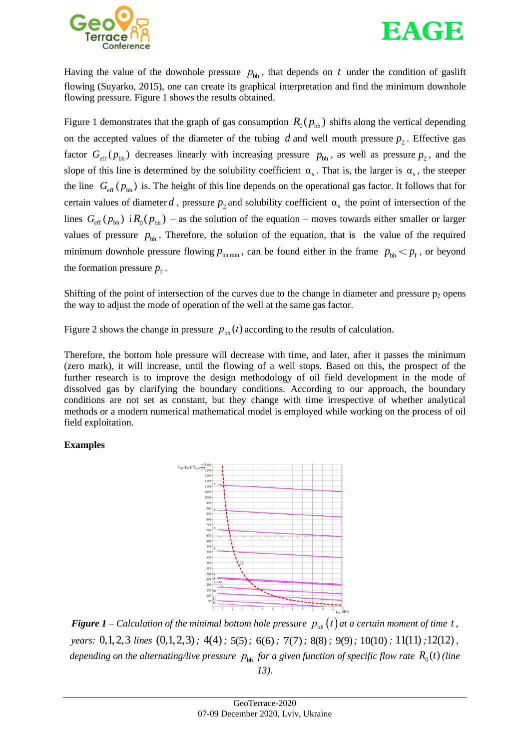Having the value of the downhole pressure $p_{bh}$, that depends on $t$ under the condition of gaslift flowing (Suyarko, 2015), one can create its graphical interpretation and find the minimum downhole flowing pressure. Figure 1 shows the results obtained.

Figure 1 demonstrates that the graph of gas consumption $R_0(p_{bh})$ shifts along the vertical depending on the accepted values of the diameter of the tubing $d$ and well mouth pressure $p_2$. Effective gas factor $G_{eff}(p_{bh})$ decreases linearly with increasing pressure $p_{bh}$, as well as pressure $p_2$, and the slope of this line is determined by the solubility coefficient $\alpha_s$. That is, the larger is $\alpha_s$, the steeper the line $G_{eff}(p_{bh})$ is. The height of this line depends on the operational gas factor. It follows that for certain values of diameter $d$, pressure $p_2$ and solubility coefficient $\alpha_s$ the point of intersection of the lines $G_{eff}(p_{bh})$ i $R_0(p_{bh})$ – as the solution of the equation – moves towards either smaller or larger values of pressure $p_{bh}$. Therefore, the solution of the equation, that is the value of the required minimum downhole pressure flowing $p_{bh\,min}$, can be found either in the frame $p_{bh} < p_f$, or beyond the formation pressure $p_f$.

Shifting of the point of intersection of the curves due to the change in diameter and pressure $p_2$ opens the way to adjust the mode of operation of the well at the same gas factor.

Figure 2 shows the change in pressure $p_{bh}(t)$ according to the results of calculation.

Therefore, the bottom hole pressure will decrease with time, and later, after it passes the minimum (zero mark), it will increase, until the flowing of a well stops. Based on this, the prospect of the further research is to improve the design methodology of oil field development in the mode of dissolved gas by clarifying the boundary conditions. According to our approach, the boundary conditions are not set as constant, but they change with time irrespective of whether analytical methods or a modern numerical mathematical model is employed while working on the process of oil field exploitation.

**Examples**

***Figure 1*** *– Calculation of the minimal bottom hole pressure* $p_{bh}(t)$ *at a certain moment of time* $t$*, years:* $0,1,2,3$ *lines* $(0,1,2,3)$*;* $4(4)$*;* $5(5)$*;* $6(6)$*;* $7(7)$*;* $8(8)$*;* $9(9)$*;* $10(10)$*;* $11(11)$*;* $12(12)$*, depending on the alternating/live pressure* $p_{bh}$ *for a given function of specific flow rate* $R_0(t)$ *(line 13).*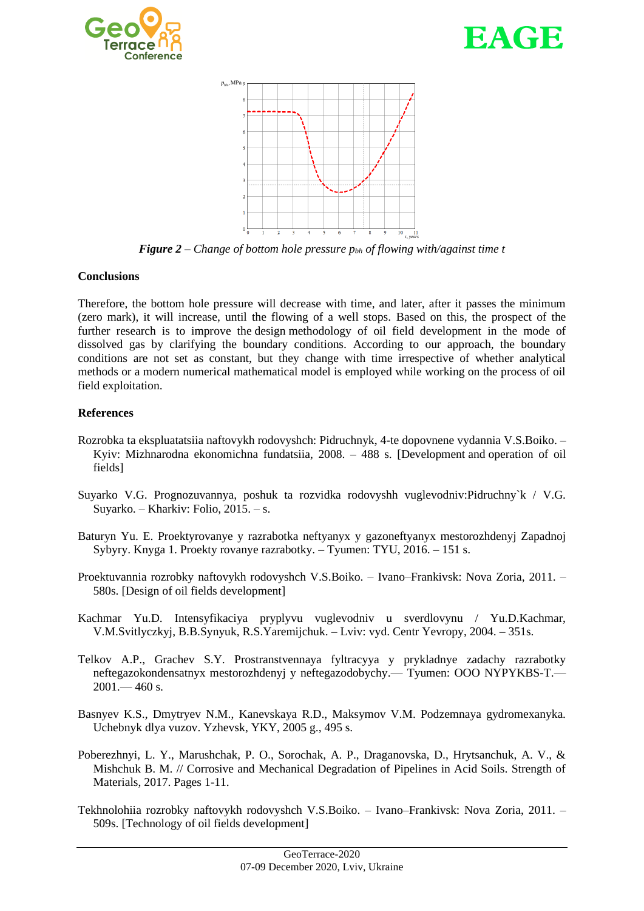$p_{bh}$, MPa 9
8
7
6
5
4
3
2
1
0
0 1 2 3 4 5 6 7 8 9 10 11
t, years

***Figure 2** – Change of bottom hole pressure $p_{bh}$ of flowing with/against time t*

## Conclusions

Therefore, the bottom hole pressure will decrease with time, and later, after it passes the minimum (zero mark), it will increase, until the flowing of a well stops. Based on this, the prospect of the further research is to improve the design methodology of oil field development in the mode of dissolved gas by clarifying the boundary conditions. According to our approach, the boundary conditions are not set as constant, but they change with time irrespective of whether analytical methods or a modern numerical mathematical model is employed while working on the process of oil field exploitation.

## References

Rozrobka ta ekspluatatsiia naftovykh rodovyshch: Pidruchnyk, 4-te dopovnene vydannia V.S.Boiko. – Kyiv: Mizhnarodna ekonomichna fundatsiia, 2008. – 488 s. [Development and operation of oil fields]

Suyarko V.G. Prognozuvannya, poshuk ta rozvidka rodovyshh vuglevodniv:Pidruchny`k / V.G. Suyarko. – Kharkiv: Folio, 2015. – s.

Baturyn Yu. E. Proektyrovanye y razrabotka neftyanyx y gazoneftyanyx mestorozhdenyj Zapadnoj Sybyry. Knyga 1. Proekty rovanye razrabotky. – Tyumen: TYU, 2016. – 151 s.

Proektuvannia rozrobky naftovykh rodovyshch V.S.Boiko. – Ivano–Frankivsk: Nova Zoria, 2011. – 580s. [Design of oil fields development]

Kachmar Yu.D. Intensyfikaciya pryplyvu vuglevodniv u sverdlovynu / Yu.D.Kachmar, V.M.Svitlyczkyj, B.B.Synyuk, R.S.Yaremijchuk. – Lviv: vyd. Centr Yevropy, 2004. – 351s.

Telkov A.P., Grachev S.Y. Prostranstvennaya fyltracyya y prykladnye zadachy razrabotky neftegazokondensatnyx mestorozhdenyj y neftegazodobychy.— Tyumen: OOO NYPYKBS-T.— 2001.— 460 s.

Basnyev K.S., Dmytryev N.M., Kanevskaya R.D., Maksymov V.M. Podzemnaya gydromexanyka. Uchebnyk dlya vuzov. Yzhevsk, YKY, 2005 g., 495 s.

Poberezhnyi, L. Y., Marushchak, P. O., Sorochak, A. P., Draganovska, D., Hrytsanchuk, A. V., & Mishchuk B. M. // Corrosive and Mechanical Degradation of Pipelines in Acid Soils. Strength of Materials, 2017. Pages 1-11.

Tekhnolohiia rozrobky naftovykh rodovyshch V.S.Boiko. – Ivano–Frankivsk: Nova Zoria, 2011. – 509s. [Technology of oil fields development]